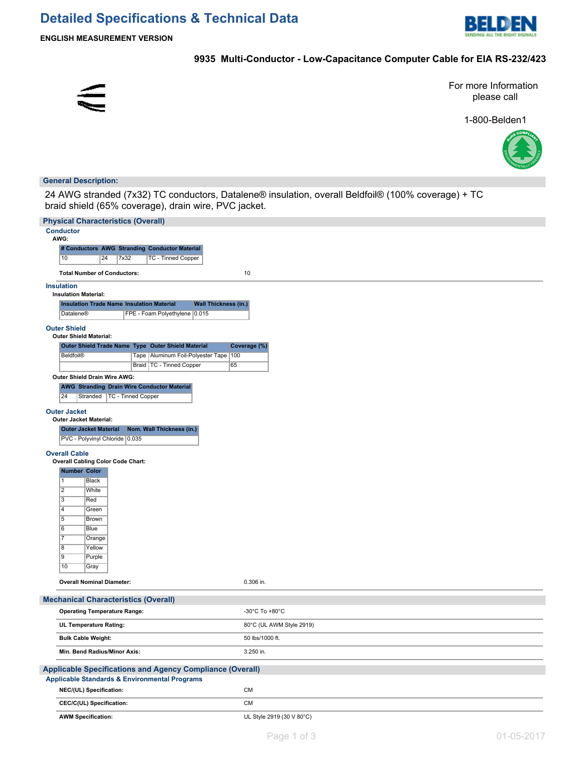# Detailed Specifications & Technical Data

**ENGLISH MEASUREMENT VERSION**

**9935 Multi-Conductor - Low-Capacitance Computer Cable for EIA RS-232/423**

For more Information please call

1-800-Belden1

## General Description:

24 AWG stranded (7x32) TC conductors, Datalene® insulation, overall Beldfoil® (100% coverage) + TC braid shield (65% coverage), drain wire, PVC jacket.

## Physical Characteristics (Overall)

### Conductor

**AWG:**

| # Conductors | AWG | Stranding | Conductor Material |
|---|---|---|---|
| 10 | 24 | 7x32 | TC - Tinned Copper |

**Total Number of Conductors:** 10

### Insulation

**Insulation Material:**

| Insulation Trade Name | Insulation Material | Wall Thickness (in.) |
|---|---|---|
| Datalene® | FPE - Foam Polyethylene | 0.015 |

### Outer Shield

**Outer Shield Material:**

| Outer Shield Trade Name | Type | Outer Shield Material | Coverage (%) |
|---|---|---|---|
| Beldfoil® | Tape | Aluminum Foil-Polyester Tape | 100 |
| | Braid | TC - Tinned Copper | 65 |

**Outer Shield Drain Wire AWG:**

| AWG | Stranding | Drain Wire Conductor Material |
|---|---|---|
| 24 | Stranded | TC - Tinned Copper |

### Outer Jacket

**Outer Jacket Material:**

| Outer Jacket Material | Nom. Wall Thickness (in.) |
|---|---|
| PVC - Polyvinyl Chloride | 0.035 |

### Overall Cable

**Overall Cabling Color Code Chart:**

| Number | Color |
|---|---|
| 1 | Black |
| 2 | White |
| 3 | Red |
| 4 | Green |
| 5 | Brown |
| 6 | Blue |
| 7 | Orange |
| 8 | Yellow |
| 9 | Purple |
| 10 | Gray |

**Overall Nominal Diameter:** 0.306 in.

## Mechanical Characteristics (Overall)

| | |
|---|---|
| **Operating Temperature Range:** | -30°C To +80°C |
| **UL Temperature Rating:** | 80°C (UL AWM Style 2919) |
| **Bulk Cable Weight:** | 50 lbs/1000 ft. |
| **Min. Bend Radius/Minor Axis:** | 3.250 in. |

## Applicable Specifications and Agency Compliance (Overall)

### Applicable Standards & Environmental Programs

| | |
|---|---|
| **NEC/(UL) Specification:** | CM |
| **CEC/C(UL) Specification:** | CM |
| **AWM Specification:** | UL Style 2919 (30 V 80°C) |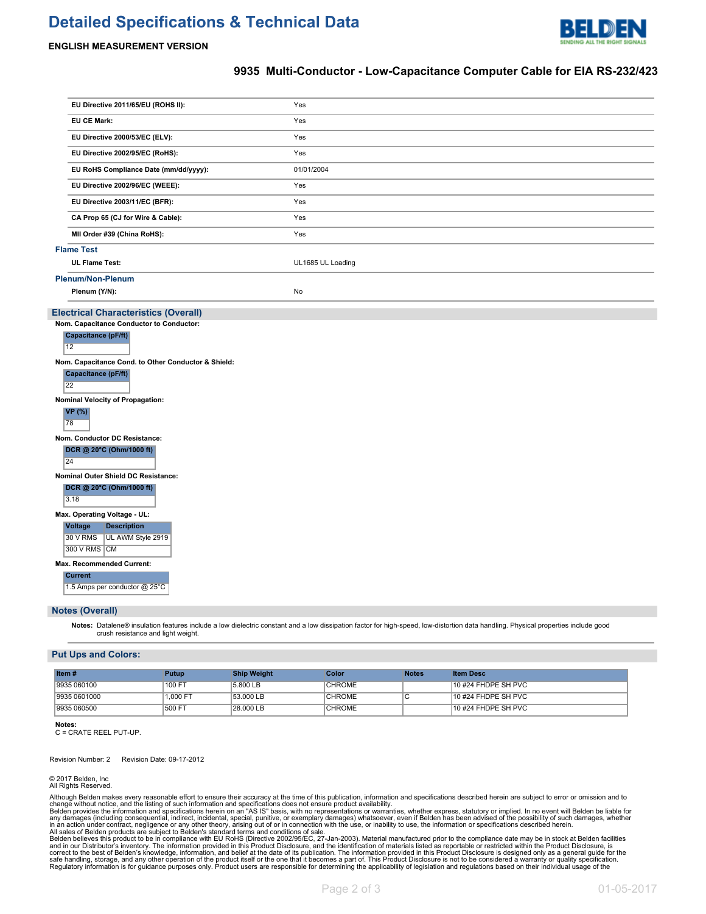| | |
|---|---|
| **EU Directive 2011/65/EU (ROHS II):** | Yes |
| **EU CE Mark:** | Yes |
| **EU Directive 2000/53/EC (ELV):** | Yes |
| **EU Directive 2002/95/EC (RoHS):** | Yes |
| **EU RoHS Compliance Date (mm/dd/yyyy):** | 01/01/2004 |
| **EU Directive 2002/96/EC (WEEE):** | Yes |
| **EU Directive 2003/11/EC (BFR):** | Yes |
| **CA Prop 65 (CJ for Wire & Cable):** | Yes |
| **MII Order #39 (China RoHS):** | Yes |

### Flame Test

| | |
|---|---|
| **UL Flame Test:** | UL1685 UL Loading |

### Plenum/Non-Plenum

| | |
|---|---|
| **Plenum (Y/N):** | No |

## Electrical Characteristics (Overall)

**Nom. Capacitance Conductor to Conductor:**

| Capacitance (pF/ft) |
|---|
| 12 |

**Nom. Capacitance Cond. to Other Conductor & Shield:**

| Capacitance (pF/ft) |
|---|
| 22 |

**Nominal Velocity of Propagation:**

| VP (%) |
|---|
| 78 |

**Nom. Conductor DC Resistance:**

| DCR @ 20°C (Ohm/1000 ft) |
|---|
| 24 |

**Nominal Outer Shield DC Resistance:**

| DCR @ 20°C (Ohm/1000 ft) |
|---|
| 3.18 |

**Max. Operating Voltage - UL:**

| Voltage | Description |
|---|---|
| 30 V RMS | UL AWM Style 2919 |
| 300 V RMS | CM |

**Max. Recommended Current:**

| Current |
|---|
| 1.5 Amps per conductor @ 25°C |

## Notes (Overall)

**Notes:** Datalene® insulation features include a low dielectric constant and a low dissipation factor for high-speed, low-distortion data handling. Physical properties include good crush resistance and light weight.

## Put Ups and Colors:

| Item # | Putup | Ship Weight | Color | Notes | Item Desc |
|---|---|---|---|---|---|
| 9935 060100 | 100 FT | 5.800 LB | CHROME | | 10 #24 FHDPE SH PVC |
| 9935 0601000 | 1,000 FT | 53.000 LB | CHROME | C | 10 #24 FHDPE SH PVC |
| 9935 060500 | 500 FT | 28.000 LB | CHROME | | 10 #24 FHDPE SH PVC |

**Notes:**
C = CRATE REEL PUT-UP.

Revision Number: 2 Revision Date: 09-17-2012

© 2017 Belden, Inc
All Rights Reserved.

Although Belden makes every reasonable effort to ensure their accuracy at the time of this publication, information and specifications described herein are subject to error or omission and to change without notice, and the listing of such information and specifications does not ensure product availability.
Belden provides the information and specifications herein on an "AS IS" basis, with no representations or warranties, whether express, statutory or implied. In no event will Belden be liable for any damages (including consequential, indirect, incidental, special, punitive, or exemplary damages) whatsoever, even if Belden has been advised of the possibility of such damages, whether in an action under contract, negligence or any other theory, arising out of or in connection with the use, or inability to use, the information or specifications described herein.
All sales of Belden products are subject to Belden's standard terms and conditions of sale.
Belden believes this product to be in compliance with EU RoHS (Directive 2002/95/EC, 27-Jan-2003). Material manufactured prior to the compliance date may be in stock at Belden facilities and in our Distributor's inventory. The information provided in this Product Disclosure, and the identification of materials listed as reportable or restricted within the Product Disclosure, is correct to the best of Belden's knowledge, information, and belief at the date of its publication. The information provided in this Product Disclosure is designed only as a general guide for the safe handling, storage, and any other operation of the product itself or the one that it becomes a part of. This Product Disclosure is not to be considered a warranty or quality specification. Regulatory information is for guidance purposes only. Product users are responsible for determining the applicability of legislation and regulations based on their individual usage of the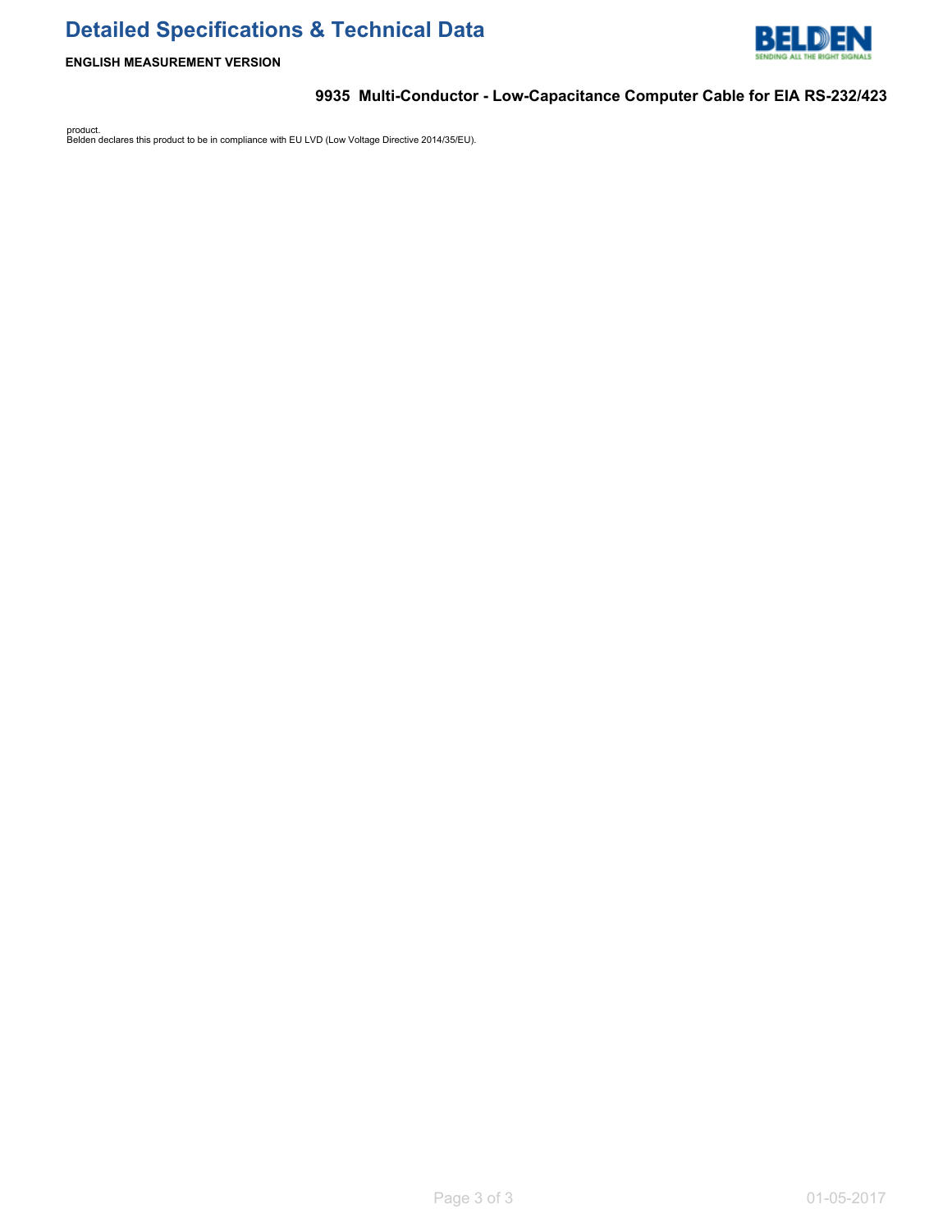product.
Belden declares this product to be in compliance with EU LVD (Low Voltage Directive 2014/35/EU).